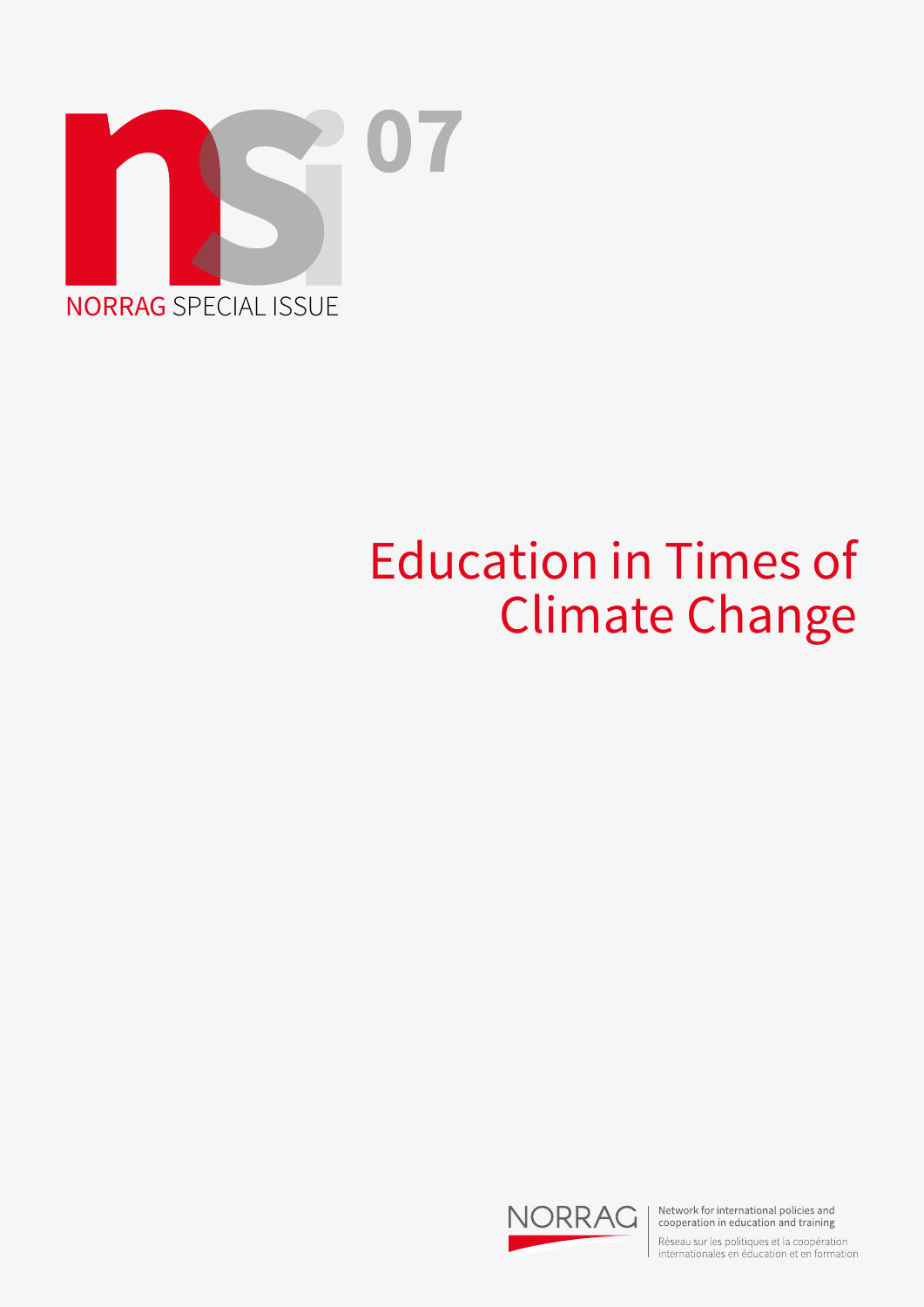NORRAG SPECIAL ISSUE 07

# Education in Times of Climate Change

NORRAG

Network for international policies and cooperation in education and training

Réseau sur les politiques et la coopération internationales en éducation et en formation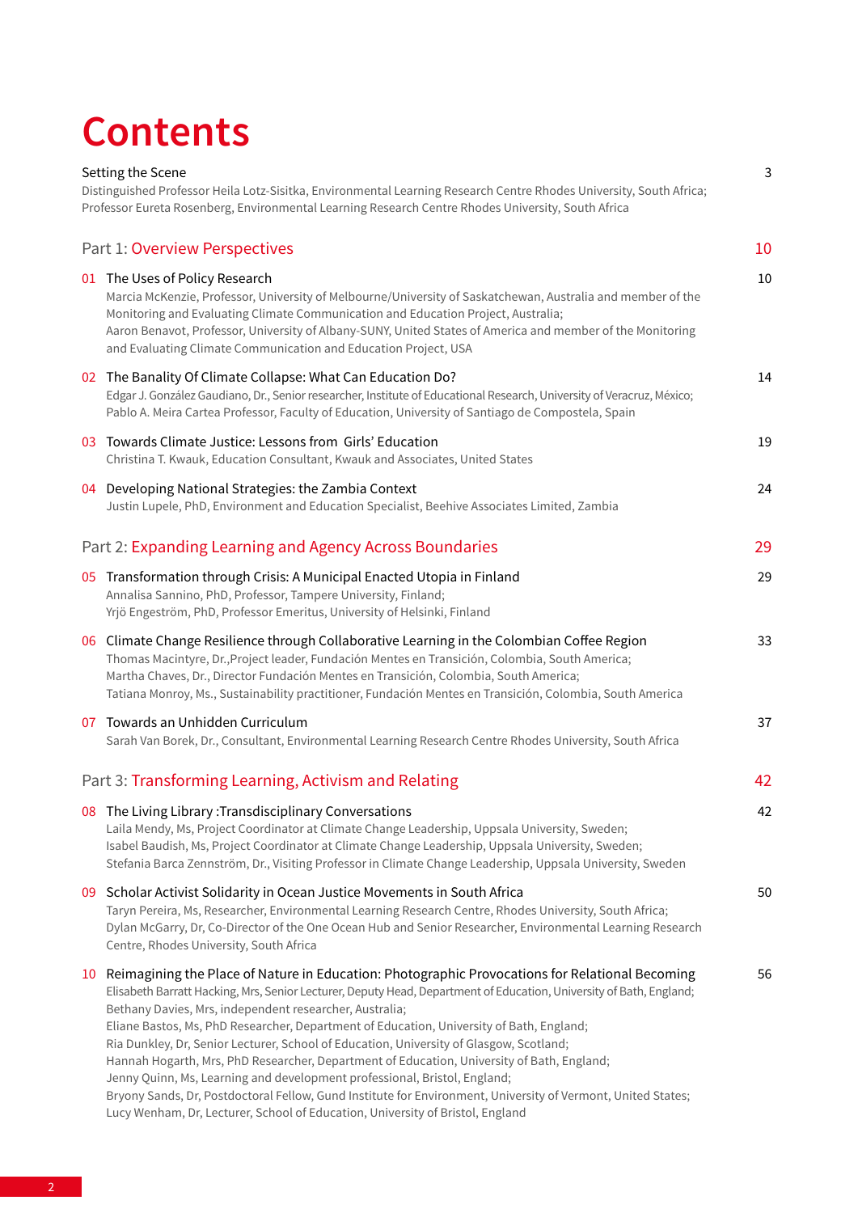# Contents

Setting the Scene — 3
Distinguished Professor Heila Lotz-Sisitka, Environmental Learning Research Centre Rhodes University, South Africa;
Professor Eureta Rosenberg, Environmental Learning Research Centre Rhodes University, South Africa

## Part 1: Overview Perspectives — 10

**01** The Uses of Policy Research — 10
Marcia McKenzie, Professor, University of Melbourne/University of Saskatchewan, Australia and member of the Monitoring and Evaluating Climate Communication and Education Project, Australia;
Aaron Benavot, Professor, University of Albany-SUNY, United States of America and member of the Monitoring and Evaluating Climate Communication and Education Project, USA

**02** The Banality Of Climate Collapse: What Can Education Do? — 14
Edgar J. González Gaudiano, Dr., Senior researcher, Institute of Educational Research, University of Veracruz, México;
Pablo A. Meira Cartea Professor, Faculty of Education, University of Santiago de Compostela, Spain

**03** Towards Climate Justice: Lessons from Girls' Education — 19
Christina T. Kwauk, Education Consultant, Kwauk and Associates, United States

**04** Developing National Strategies: the Zambia Context — 24
Justin Lupele, PhD, Environment and Education Specialist, Beehive Associates Limited, Zambia

## Part 2: Expanding Learning and Agency Across Boundaries — 29

**05** Transformation through Crisis: A Municipal Enacted Utopia in Finland — 29
Annalisa Sannino, PhD, Professor, Tampere University, Finland;
Yrjö Engeström, PhD, Professor Emeritus, University of Helsinki, Finland

**06** Climate Change Resilience through Collaborative Learning in the Colombian Coffee Region — 33
Thomas Macintyre, Dr.,Project leader, Fundación Mentes en Transición, Colombia, South America;
Martha Chaves, Dr., Director Fundación Mentes en Transición, Colombia, South America;
Tatiana Monroy, Ms., Sustainability practitioner, Fundación Mentes en Transición, Colombia, South America

**07** Towards an Unhidden Curriculum — 37
Sarah Van Borek, Dr., Consultant, Environmental Learning Research Centre Rhodes University, South Africa

## Part 3: Transforming Learning, Activism and Relating — 42

**08** The Living Library :Transdisciplinary Conversations — 42
Laila Mendy, Ms, Project Coordinator at Climate Change Leadership, Uppsala University, Sweden;
Isabel Baudish, Ms, Project Coordinator at Climate Change Leadership, Uppsala University, Sweden;
Stefania Barca Zennström, Dr., Visiting Professor in Climate Change Leadership, Uppsala University, Sweden

**09** Scholar Activist Solidarity in Ocean Justice Movements in South Africa — 50
Taryn Pereira, Ms, Researcher, Environmental Learning Research Centre, Rhodes University, South Africa;
Dylan McGarry, Dr, Co-Director of the One Ocean Hub and Senior Researcher, Environmental Learning Research Centre, Rhodes University, South Africa

**10** Reimagining the Place of Nature in Education: Photographic Provocations for Relational Becoming — 56
Elisabeth Barratt Hacking, Mrs, Senior Lecturer, Deputy Head, Department of Education, University of Bath, England;
Bethany Davies, Mrs, independent researcher, Australia;
Eliane Bastos, Ms, PhD Researcher, Department of Education, University of Bath, England;
Ria Dunkley, Dr, Senior Lecturer, School of Education, University of Glasgow, Scotland;
Hannah Hogarth, Mrs, PhD Researcher, Department of Education, University of Bath, England;
Jenny Quinn, Ms, Learning and development professional, Bristol, England;
Bryony Sands, Dr, Postdoctoral Fellow, Gund Institute for Environment, University of Vermont, United States;
Lucy Wenham, Dr, Lecturer, School of Education, University of Bristol, England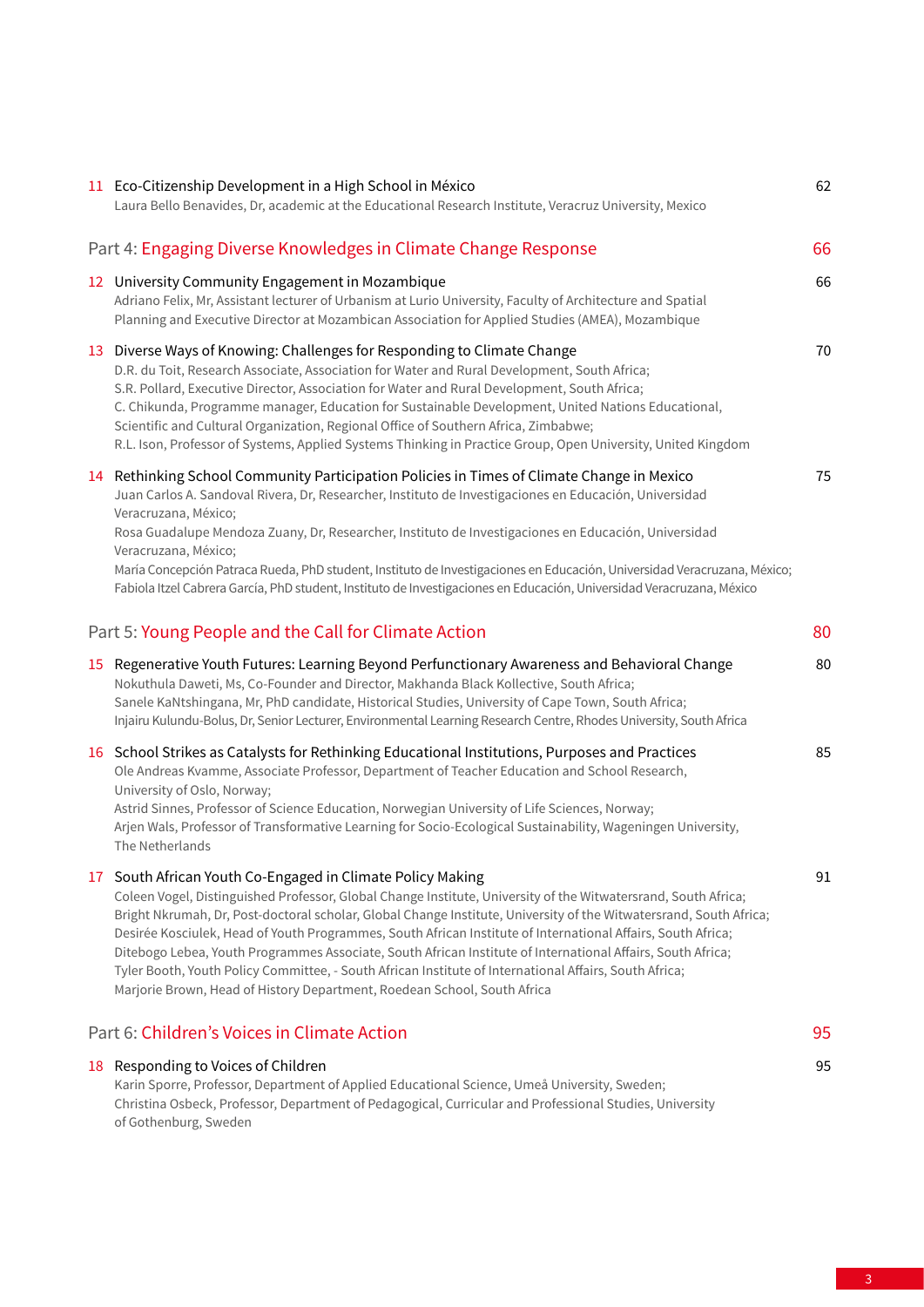11 Eco-Citizenship Development in a High School in México — 62
Laura Bello Benavides, Dr, academic at the Educational Research Institute, Veracruz University, Mexico

## Part 4: Engaging Diverse Knowledges in Climate Change Response — 66

12 University Community Engagement in Mozambique — 66
Adriano Felix, Mr, Assistant lecturer of Urbanism at Lurio University, Faculty of Architecture and Spatial Planning and Executive Director at Mozambican Association for Applied Studies (AMEA), Mozambique

13 Diverse Ways of Knowing: Challenges for Responding to Climate Change — 70
D.R. du Toit, Research Associate, Association for Water and Rural Development, South Africa;
S.R. Pollard, Executive Director, Association for Water and Rural Development, South Africa;
C. Chikunda, Programme manager, Education for Sustainable Development, United Nations Educational, Scientific and Cultural Organization, Regional Office of Southern Africa, Zimbabwe;
R.L. Ison, Professor of Systems, Applied Systems Thinking in Practice Group, Open University, United Kingdom

14 Rethinking School Community Participation Policies in Times of Climate Change in Mexico — 75
Juan Carlos A. Sandoval Rivera, Dr, Researcher, Instituto de Investigaciones en Educación, Universidad Veracruzana, México;
Rosa Guadalupe Mendoza Zuany, Dr, Researcher, Instituto de Investigaciones en Educación, Universidad Veracruzana, México;
María Concepción Patraca Rueda, PhD student, Instituto de Investigaciones en Educación, Universidad Veracruzana, México;
Fabiola Itzel Cabrera García, PhD student, Instituto de Investigaciones en Educación, Universidad Veracruzana, México

## Part 5: Young People and the Call for Climate Action — 80

15 Regenerative Youth Futures: Learning Beyond Perfunctionary Awareness and Behavioral Change — 80
Nokuthula Daweti, Ms, Co-Founder and Director, Makhanda Black Kollective, South Africa;
Sanele KaNtshingana, Mr, PhD candidate, Historical Studies, University of Cape Town, South Africa;
Injairu Kulundu-Bolus, Dr, Senior Lecturer, Environmental Learning Research Centre, Rhodes University, South Africa

16 School Strikes as Catalysts for Rethinking Educational Institutions, Purposes and Practices — 85
Ole Andreas Kvamme, Associate Professor, Department of Teacher Education and School Research, University of Oslo, Norway;
Astrid Sinnes, Professor of Science Education, Norwegian University of Life Sciences, Norway;
Arjen Wals, Professor of Transformative Learning for Socio-Ecological Sustainability, Wageningen University, The Netherlands

17 South African Youth Co-Engaged in Climate Policy Making — 91
Coleen Vogel, Distinguished Professor, Global Change Institute, University of the Witwatersrand, South Africa;
Bright Nkrumah, Dr, Post-doctoral scholar, Global Change Institute, University of the Witwatersrand, South Africa;
Desirée Kosciulek, Head of Youth Programmes, South African Institute of International Affairs, South Africa;
Ditebogo Lebea, Youth Programmes Associate, South African Institute of International Affairs, South Africa;
Tyler Booth, Youth Policy Committee, - South African Institute of International Affairs, South Africa;
Marjorie Brown, Head of History Department, Roedean School, South Africa

## Part 6: Children's Voices in Climate Action — 95

18 Responding to Voices of Children — 95
Karin Sporre, Professor, Department of Applied Educational Science, Umeå University, Sweden;
Christina Osbeck, Professor, Department of Pedagogical, Curricular and Professional Studies, University of Gothenburg, Sweden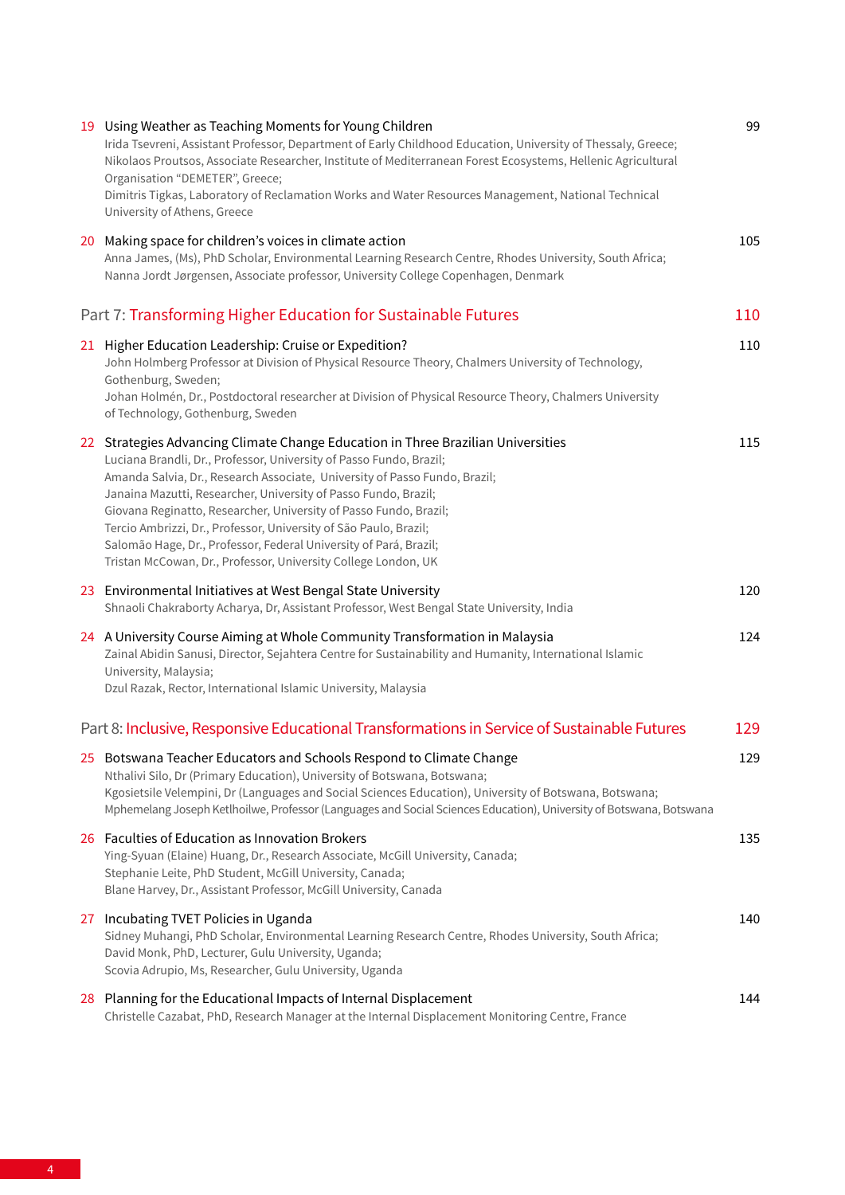19 Using Weather as Teaching Moments for Young Children — 99
Irida Tsevreni, Assistant Professor, Department of Early Childhood Education, University of Thessaly, Greece;
Nikolaos Proutsos, Associate Researcher, Institute of Mediterranean Forest Ecosystems, Hellenic Agricultural Organisation "DEMETER", Greece;
Dimitris Tigkas, Laboratory of Reclamation Works and Water Resources Management, National Technical University of Athens, Greece

20 Making space for children's voices in climate action — 105
Anna James, (Ms), PhD Scholar, Environmental Learning Research Centre, Rhodes University, South Africa;
Nanna Jordt Jørgensen, Associate professor, University College Copenhagen, Denmark

## Part 7: Transforming Higher Education for Sustainable Futures — 110

21 Higher Education Leadership: Cruise or Expedition? — 110
John Holmberg Professor at Division of Physical Resource Theory, Chalmers University of Technology, Gothenburg, Sweden;
Johan Holmén, Dr., Postdoctoral researcher at Division of Physical Resource Theory, Chalmers University of Technology, Gothenburg, Sweden

22 Strategies Advancing Climate Change Education in Three Brazilian Universities — 115
Luciana Brandli, Dr., Professor, University of Passo Fundo, Brazil;
Amanda Salvia, Dr., Research Associate, University of Passo Fundo, Brazil;
Janaina Mazutti, Researcher, University of Passo Fundo, Brazil;
Giovana Reginatto, Researcher, University of Passo Fundo, Brazil;
Tercio Ambrizzi, Dr., Professor, University of São Paulo, Brazil;
Salomão Hage, Dr., Professor, Federal University of Pará, Brazil;
Tristan McCowan, Dr., Professor, University College London, UK

23 Environmental Initiatives at West Bengal State University — 120
Shnaoli Chakraborty Acharya, Dr, Assistant Professor, West Bengal State University, India

24 A University Course Aiming at Whole Community Transformation in Malaysia — 124
Zainal Abidin Sanusi, Director, Sejahtera Centre for Sustainability and Humanity, International Islamic University, Malaysia;
Dzul Razak, Rector, International Islamic University, Malaysia

## Part 8: Inclusive, Responsive Educational Transformations in Service of Sustainable Futures — 129

25 Botswana Teacher Educators and Schools Respond to Climate Change — 129
Nthalivi Silo, Dr (Primary Education), University of Botswana, Botswana;
Kgosietsile Velempini, Dr (Languages and Social Sciences Education), University of Botswana, Botswana;
Mphemelang Joseph Ketlhoilwe, Professor (Languages and Social Sciences Education), University of Botswana, Botswana

26 Faculties of Education as Innovation Brokers — 135
Ying-Syuan (Elaine) Huang, Dr., Research Associate, McGill University, Canada;
Stephanie Leite, PhD Student, McGill University, Canada;
Blane Harvey, Dr., Assistant Professor, McGill University, Canada

27 Incubating TVET Policies in Uganda — 140
Sidney Muhangi, PhD Scholar, Environmental Learning Research Centre, Rhodes University, South Africa;
David Monk, PhD, Lecturer, Gulu University, Uganda;
Scovia Adrupio, Ms, Researcher, Gulu University, Uganda

28 Planning for the Educational Impacts of Internal Displacement — 144
Christelle Cazabat, PhD, Research Manager at the Internal Displacement Monitoring Centre, France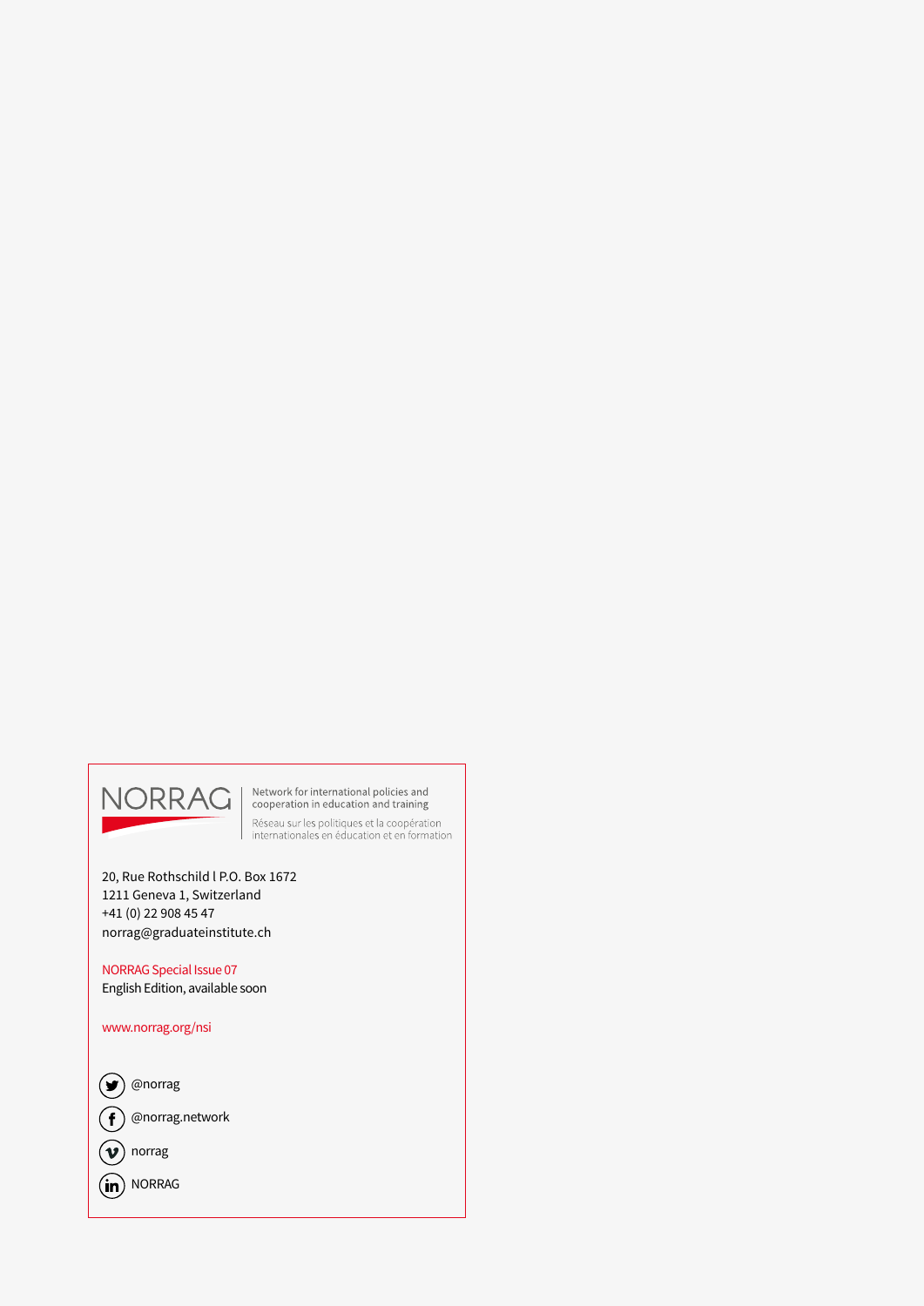NORRAG

Network for international policies and cooperation in education and training

Réseau sur les politiques et la coopération internationales en éducation et en formation

20, Rue Rothschild l P.O. Box 1672
1211 Geneva 1, Switzerland
+41 (0) 22 908 45 47
norrag@graduateinstitute.ch

NORRAG Special Issue 07
English Edition, available soon

www.norrag.org/nsi

@norrag

@norrag.network

norrag

NORRAG